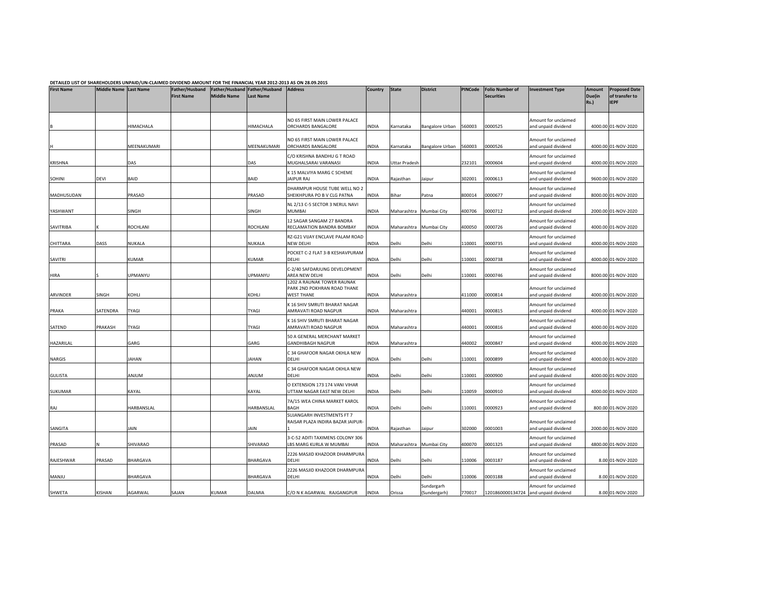DETAILED LIST OF SHAREHOLDERS UNPAID/UN-CLAIMED DIVIDEND AMOUNT FOR THE FINANCIAL YEAR 2012-2013 AS ON 28.09.2015

| First Name | Middle Name | Last Name | Father/Husband First Name | Father/Husband Middle Name | Father/Husband Last Name | Address | Country | State | District | PINCode | Folio Number of Securities | Investment Type | Amount Due(in Rs.) | Proposed Date of transfer to IEPF |
|---|---|---|---|---|---|---|---|---|---|---|---|---|---|---|
| B | | HIMACHALA | | | HIMACHALA | NO 65 FIRST MAIN LOWER PALACE ORCHARDS BANGALORE | INDIA | Karnataka | Bangalore Urban | 560003 | 0000525 | Amount for unclaimed and unpaid dividend | 4000.00 | 01-NOV-2020 |
| H | | MEENAKUMARI | | | MEENAKUMARI | NO 65 FIRST MAIN LOWER PALACE ORCHARDS BANGALORE | INDIA | Karnataka | Bangalore Urban | 560003 | 0000526 | Amount for unclaimed and unpaid dividend | 4000.00 | 01-NOV-2020 |
| KRISHNA | | DAS | | | DAS | C/O KRISHNA BANDHU G T ROAD MUGHALSARAI VARANASI | INDIA | Uttar Pradesh | | 232101 | 0000604 | Amount for unclaimed and unpaid dividend | 4000.00 | 01-NOV-2020 |
| SOHINI | DEVI | BAID | | | BAID | K 15 MALVIYA MARG C SCHEME JAIPUR RAJ | INDIA | Rajasthan | Jaipur | 302001 | 0000613 | Amount for unclaimed and unpaid dividend | 9600.00 | 01-NOV-2020 |
| MADHUSUDAN | | PRASAD | | | PRASAD | DHARMPUR HOUSE TUBE WELL NO 2 SHEIKHPURA PO B V CLG PATNA | INDIA | Bihar | Patna | 800014 | 0000677 | Amount for unclaimed and unpaid dividend | 8000.00 | 01-NOV-2020 |
| YASHWANT | | SINGH | | | SINGH | NL 2/13 C-5 SECTOR 3 NERUL NAVI MUMBAI | INDIA | Maharashtra | Mumbai City | 400706 | 0000712 | Amount for unclaimed and unpaid dividend | 2000.00 | 01-NOV-2020 |
| SAVITRIBA | K | ROCHLANI | | | ROCHLANI | 12 SAGAR SANGAM 27 BANDRA RECLAMATION BANDRA BOMBAY | INDIA | Maharashtra | Mumbai City | 400050 | 0000726 | Amount for unclaimed and unpaid dividend | 4000.00 | 01-NOV-2020 |
| CHITTARA | DASS | NUKALA | | | NUKALA | RZ-G21 VIJAY ENCLAVE PALAM ROAD NEW DELHI | INDIA | Delhi | Delhi | 110001 | 0000735 | Amount for unclaimed and unpaid dividend | 4000.00 | 01-NOV-2020 |
| SAVITRI | | KUMAR | | | KUMAR | POCKET C-2 FLAT 3-B KESHAVPURAM DELHI | INDIA | Delhi | Delhi | 110001 | 0000738 | Amount for unclaimed and unpaid dividend | 4000.00 | 01-NOV-2020 |
| HIRA | S | UPMANYU | | | UPMANYU | C-2/40 SAFDARJUNG DEVELOPMENT AREA NEW DELHI | INDIA | Delhi | Delhi | 110001 | 0000746 | Amount for unclaimed and unpaid dividend | 8000.00 | 01-NOV-2020 |
| ARVINDER | SINGH | KOHLI | | | KOHLI | 1202 A RAUNAK TOWER RAUNAK PARK 2ND POKHRAN ROAD THANE WEST THANE | INDIA | Maharashtra | | 411000 | 0000814 | Amount for unclaimed and unpaid dividend | 4000.00 | 01-NOV-2020 |
| PRAKA | SATENDRA | TYAGI | | | TYAGI | K 16 SHIV SMRUTI BHARAT NAGAR AMRAVATI ROAD NAGPUR | INDIA | Maharashtra | | 440001 | 0000815 | Amount for unclaimed and unpaid dividend | 4000.00 | 01-NOV-2020 |
| SATEND | PRAKASH | TYAGI | | | TYAGI | K 16 SHIV SMRUTI BHARAT NAGAR AMRAVATI ROAD NAGPUR | INDIA | Maharashtra | | 440001 | 0000816 | Amount for unclaimed and unpaid dividend | 4000.00 | 01-NOV-2020 |
| HAZARILAL | | GARG | | | GARG | 50 A GENERAL MERCHANT MARKET GANDHIBAGH NAGPUR | INDIA | Maharashtra | | 440002 | 0000847 | Amount for unclaimed and unpaid dividend | 4000.00 | 01-NOV-2020 |
| NARGIS | | JAHAN | | | JAHAN | C 34 GHAFOOR NAGAR OKHLA NEW DELHI | INDIA | Delhi | Delhi | 110001 | 0000899 | Amount for unclaimed and unpaid dividend | 4000.00 | 01-NOV-2020 |
| GULISTA | | ANJUM | | | ANJUM | C 34 GHAFOOR NAGAR OKHLA NEW DELHI | INDIA | Delhi | Delhi | 110001 | 0000900 | Amount for unclaimed and unpaid dividend | 4000.00 | 01-NOV-2020 |
| SUKUMAR | | KAYAL | | | KAYAL | O EXTENSION 173 174 VANI VIHAR UTTAM NAGAR EAST NEW DELHI | INDIA | Delhi | Delhi | 110059 | 0000910 | Amount for unclaimed and unpaid dividend | 4000.00 | 01-NOV-2020 |
| RAJ | | HARBANSLAL | | | HARBANSLAL | 7A/15 WEA CHINA MARKET KAROL BAGH | INDIA | Delhi | Delhi | 110001 | 0000923 | Amount for unclaimed and unpaid dividend | 800.00 | 01-NOV-2020 |
| SANGITA | | JAIN | | | JAIN | SUJANGARH INVESTMENTS FT 7 RAISAR PLAZA INDIRA BAZAR JAIPUR-1 | INDIA | Rajasthan | Jaipur | 302000 | 0001003 | Amount for unclaimed and unpaid dividend | 2000.00 | 01-NOV-2020 |
| PRASAD | N | SHIVARAO | | | SHIVARAO | 3-C-52 ADITI TAXIMENS COLONY 306 LBS MARG KURLA W MUMBAI | INDIA | Maharashtra | Mumbai City | 400070 | 0001325 | Amount for unclaimed and unpaid dividend | 4800.00 | 01-NOV-2020 |
| RAJESHWAR | PRASAD | BHARGAVA | | | BHARGAVA | 2226 MASJID KHAZOOR DHARMPURA DELHI | INDIA | Delhi | Delhi | 110006 | 0003187 | Amount for unclaimed and unpaid dividend | 8.00 | 01-NOV-2020 |
| MANJU | | BHARGAVA | | | BHARGAVA | 2226 MASJID KHAZOOR DHARMPURA DELHI | INDIA | Delhi | Delhi | 110006 | 0003188 | Amount for unclaimed and unpaid dividend | 8.00 | 01-NOV-2020 |
| SHWETA | KISHAN | AGARWAL | SAJAN | KUMAR | DALMIA | C/O N K AGARWAL RAJGANGPUR | INDIA | Orissa | Sundargarh (Sundergarh) | 770017 | 1201860000134724 | Amount for unclaimed and unpaid dividend | 8.00 | 01-NOV-2020 |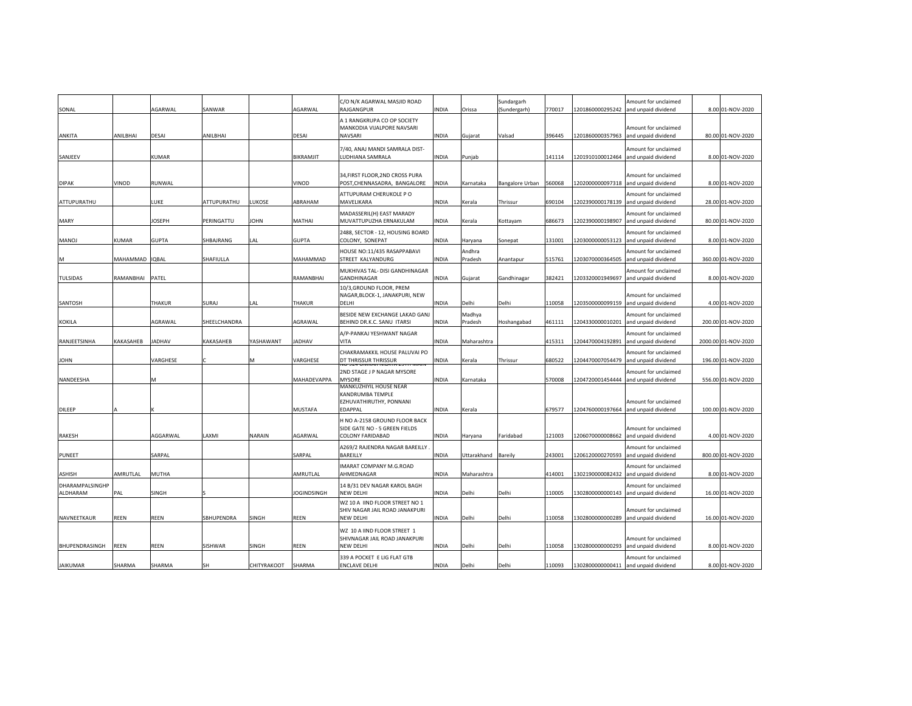| | | | | | | | | | | | | | | | |
|---|---|---|---|---|---|---|---|---|---|---|---|---|---|---|---|
| SONAL | | AGARWAL | SANWAR | | AGARWAL | C/O N/K AGARWAL MASJID ROAD RAJGANGPUR | INDIA | Orissa | Sundargarh (Sundergarh) | 770017 | 1201860000295242 | Amount for unclaimed and unpaid dividend | | 8.00 | 01-NOV-2020 |
| ANKITA | ANILBHAI | DESAI | ANILBHAI | | DESAI | A 1 RANGKRUPA CO OP SOCIETY MANKODIA VIJALPORE NAVSARI NAVSARI | INDIA | Gujarat | Valsad | 396445 | 1201860000357963 | Amount for unclaimed and unpaid dividend | | 80.00 | 01-NOV-2020 |
| SANJEEV | | KUMAR | | | BIKRAMJIT | 7/40, ANAJ MANDI SAMRALA DIST-LUDHIANA SAMRALA | INDIA | Punjab | | 141114 | 1201910100012464 | Amount for unclaimed and unpaid dividend | | 8.00 | 01-NOV-2020 |
| DIPAK | VINOD | RUNWAL | | | VINOD | 34,FIRST FLOOR,2ND CROSS PURA POST,CHENNASADRA, BANGALORE | INDIA | Karnataka | Bangalore Urban | 560068 | 1202000000097318 | Amount for unclaimed and unpaid dividend | | 8.00 | 01-NOV-2020 |
| ATTUPURATHU | | LUKE | ATTUPURATHU | LUKOSE | ABRAHAM | ATTUPURAM CHERUKOLE P O MAVELIKARA | INDIA | Kerala | Thrissur | 690104 | 1202390000178139 | Amount for unclaimed and unpaid dividend | | 28.00 | 01-NOV-2020 |
| MARY | | JOSEPH | PERINGATTU | JOHN | MATHAI | MADASSERIL(H) EAST MARADY MUVATTUPUZHA ERNAKULAM | INDIA | Kerala | Kottayam | 686673 | 1202390000198907 | Amount for unclaimed and unpaid dividend | | 80.00 | 01-NOV-2020 |
| MANOJ | KUMAR | GUPTA | SHBAJRANG | LAL | GUPTA | 2488, SECTOR - 12, HOUSING BOARD COLONY, SONEPAT | INDIA | Haryana | Sonepat | 131001 | 1203000000053123 | Amount for unclaimed and unpaid dividend | | 8.00 | 01-NOV-2020 |
| M | MAHAMMAD | IQBAL | SHAFIULLA | | MAHAMMAD | HOUSE NO:11/435 RASAPPABAVI STREET KALYANDURG | INDIA | Andhra Pradesh | Anantapur | 515761 | 1203070000364505 | Amount for unclaimed and unpaid dividend | | 360.00 | 01-NOV-2020 |
| TULSIDAS | RAMANBHAI | PATEL | | | RAMANBHAI | MUKHIVAS TAL- DISI GANDHINAGAR GANDHINAGAR | INDIA | Gujarat | Gandhinagar | 382421 | 1203320001949697 | Amount for unclaimed and unpaid dividend | | 8.00 | 01-NOV-2020 |
| SANTOSH | | THAKUR | SURAJ | LAL | THAKUR | 10/3,GROUND FLOOR, PREM NAGAR,BLOCK-1, JANAKPURI, NEW DELHI | INDIA | Delhi | Delhi | 110058 | 1203500000099159 | Amount for unclaimed and unpaid dividend | | 4.00 | 01-NOV-2020 |
| KOKILA | | AGRAWAL | SHEELCHANDRA | | AGRAWAL | BESIDE NEW EXCHANGE LAKAD GANJ BEHIND DR.K.C. SANU ITARSI | INDIA | Madhya Pradesh | Hoshangabad | 461111 | 1204330000010201 | Amount for unclaimed and unpaid dividend | | 200.00 | 01-NOV-2020 |
| RANJEETSINHA | KAKASAHEB | JADHAV | KAKASAHEB | YASHAWANT | JADHAV | A/P-PANKAJ YESHWANT NAGAR VITA | INDIA | Maharashtra | | 415311 | 1204470004192891 | Amount for unclaimed and unpaid dividend | | 2000.00 | 01-NOV-2020 |
| JOHN | | VARGHESE | C | M | VARGHESE | CHAKRAMAKKIL HOUSE PALUVAI PO DT THRISSUR THRISSUR | INDIA | Kerala | Thrissur | 680522 | 1204470007054479 | Amount for unclaimed and unpaid dividend | | 196.00 | 01-NOV-2020 |
| NANDEESHA | | M | | | MAHADEVAPPA | 2ND STAGE J P NAGAR MYSORE MYSORE | INDIA | Karnataka | | 570008 | 1204720001454444 | Amount for unclaimed and unpaid dividend | | 556.00 | 01-NOV-2020 |
| DILEEP | A | K | | | MUSTAFA | MANKUZHIYIL HOUSE NEAR KANDRUMBA TEMPLE EZHUVATHIRUTHY, PONNANI EDAPPAL | INDIA | Kerala | | 679577 | 1204760000197664 | Amount for unclaimed and unpaid dividend | | 100.00 | 01-NOV-2020 |
| RAKESH | | AGGARWAL | LAXMI | NARAIN | AGARWAL | H NO A-2158 GROUND FLOOR BACK SIDE GATE NO - 5 GREEN FIELDS COLONY FARIDABAD | INDIA | Haryana | Faridabad | 121003 | 1206070000008662 | Amount for unclaimed and unpaid dividend | | 4.00 | 01-NOV-2020 |
| PUNEET | | SARPAL | | | SARPAL | A269/2 RAJENDRA NAGAR BAREILLY . BAREILLY | INDIA | Uttarakhand | Bareily | 243001 | 1206120000270593 | Amount for unclaimed and unpaid dividend | | 800.00 | 01-NOV-2020 |
| ASHISH | AMRUTLAL | MUTHA | | | AMRUTLAL | IMARAT COMPANY M.G.ROAD AHMEDNAGAR | INDIA | Maharashtra | | 414001 | 1302190000082432 | Amount for unclaimed and unpaid dividend | | 8.00 | 01-NOV-2020 |
| DHARAMPALSINGHP ALDHARAM | PAL | SINGH | S | | JOGINDSINGH | 14 B/31 DEV NAGAR KAROL BAGH NEW DELHI | INDIA | Delhi | Delhi | 110005 | 1302800000000143 | Amount for unclaimed and unpaid dividend | | 16.00 | 01-NOV-2020 |
| NAVNEETKAUR | REEN | REEN | SBHUPENDRA | SINGH | REEN | WZ 10 A IIND FLOOR STREET NO 1 SHIV NAGAR JAIL ROAD JANAKPURI NEW DELHI | INDIA | Delhi | Delhi | 110058 | 1302800000000289 | Amount for unclaimed and unpaid dividend | | 16.00 | 01-NOV-2020 |
| BHUPENDRASINGH | REEN | REEN | SISHWAR | SINGH | REEN | WZ 10 A IIND FLOOR STREET 1 SHIVNAGAR JAIL ROAD JANAKPURI NEW DELHI | INDIA | Delhi | Delhi | 110058 | 1302800000000293 | Amount for unclaimed and unpaid dividend | | 8.00 | 01-NOV-2020 |
| JAIKUMAR | SHARMA | SHARMA | SH | CHITYRAKOOT | SHARMA | 339 A POCKET E LIG FLAT GTB ENCLAVE DELHI | INDIA | Delhi | Delhi | 110093 | 1302800000000411 | Amount for unclaimed and unpaid dividend | | 8.00 | 01-NOV-2020 |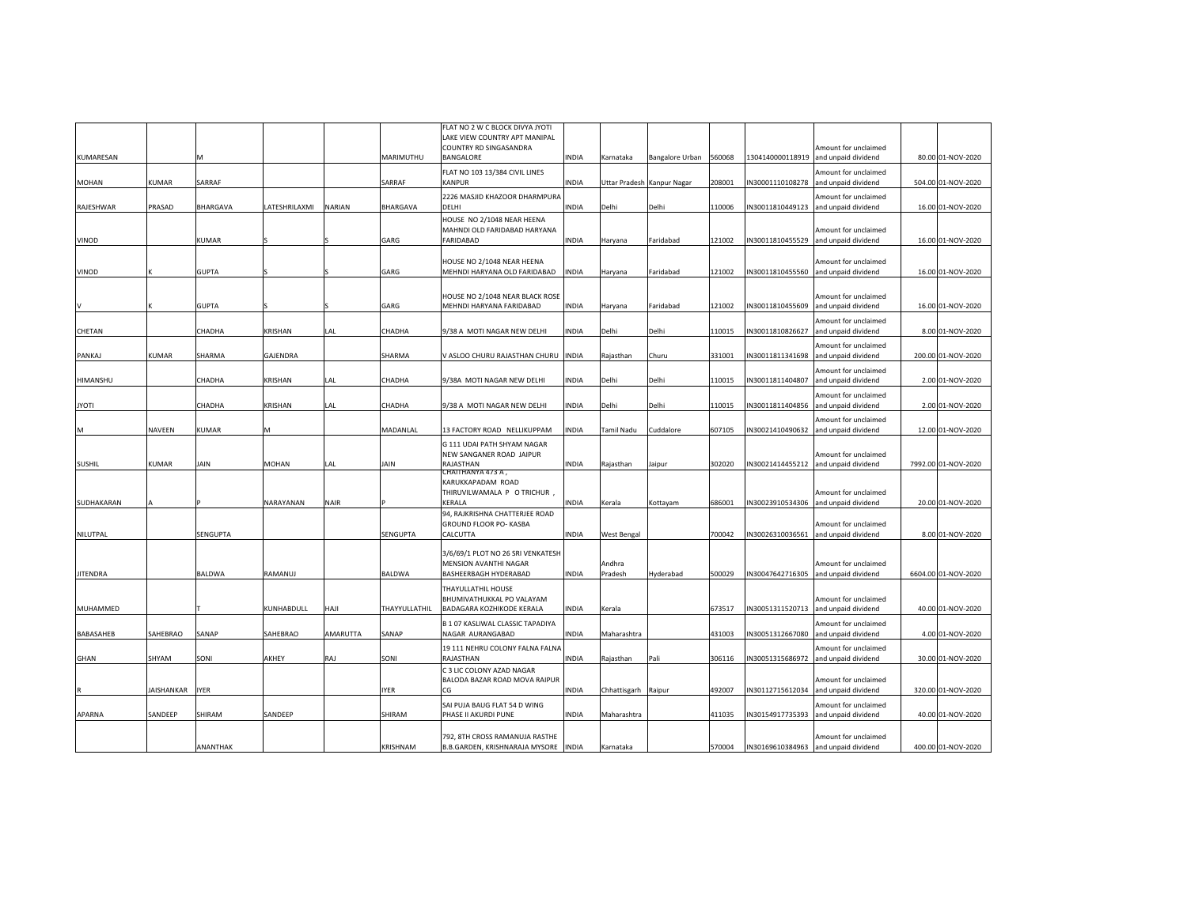| | | | | | | | | | | | | | | |
|---|---|---|---|---|---|---|---|---|---|---|---|---|---|---|
| KUMARESAN | | M | | | MARIMUTHU | FLAT NO 2 W C BLOCK DIVYA JYOTI LAKE VIEW COUNTRY APT MANIPAL COUNTRY RD SINGASANDRA BANGALORE | INDIA | Karnataka | Bangalore Urban | 560068 | 1304140000118919 | Amount for unclaimed and unpaid dividend | 80.00 | 01-NOV-2020 |
| MOHAN | KUMAR | SARRAF | | | SARRAF | FLAT NO 103 13/384 CIVIL LINES KANPUR | INDIA | Uttar Pradesh | Kanpur Nagar | 208001 | IN30001110108278 | Amount for unclaimed and unpaid dividend | 504.00 | 01-NOV-2020 |
| RAJESHWAR | PRASAD | BHARGAVA | LATESHRILAXMI | NARIAN | BHARGAVA | 2226 MASJID KHAZOOR DHARMPURA DELHI | INDIA | Delhi | Delhi | 110006 | IN30011810449123 | Amount for unclaimed and unpaid dividend | 16.00 | 01-NOV-2020 |
| VINOD | | KUMAR | S | S | GARG | HOUSE NO 2/1048 NEAR HEENA MAHNDI OLD FARIDABAD HARYANA FARIDABAD | INDIA | Haryana | Faridabad | 121002 | IN30011810455529 | Amount for unclaimed and unpaid dividend | 16.00 | 01-NOV-2020 |
| VINOD | K | GUPTA | S | S | GARG | HOUSE NO 2/1048 NEAR HEENA MEHNDI HARYANA OLD FARIDABAD | INDIA | Haryana | Faridabad | 121002 | IN30011810455560 | Amount for unclaimed and unpaid dividend | 16.00 | 01-NOV-2020 |
| V | K | GUPTA | S | S | GARG | HOUSE NO 2/1048 NEAR BLACK ROSE MEHNDI HARYANA FARIDABAD | INDIA | Haryana | Faridabad | 121002 | IN30011810455609 | Amount for unclaimed and unpaid dividend | 16.00 | 01-NOV-2020 |
| CHETAN | | CHADHA | KRISHAN | LAL | CHADHA | 9/38 A MOTI NAGAR NEW DELHI | INDIA | Delhi | Delhi | 110015 | IN30011810826627 | Amount for unclaimed and unpaid dividend | 8.00 | 01-NOV-2020 |
| PANKAJ | KUMAR | SHARMA | GAJENDRA | | SHARMA | V ASLOO CHURU RAJASTHAN CHURU | INDIA | Rajasthan | Churu | 331001 | IN30011811341698 | Amount for unclaimed and unpaid dividend | 200.00 | 01-NOV-2020 |
| HIMANSHU | | CHADHA | KRISHAN | LAL | CHADHA | 9/38A MOTI NAGAR NEW DELHI | INDIA | Delhi | Delhi | 110015 | IN30011811404807 | Amount for unclaimed and unpaid dividend | 2.00 | 01-NOV-2020 |
| JYOTI | | CHADHA | KRISHAN | LAL | CHADHA | 9/38 A MOTI NAGAR NEW DELHI | INDIA | Delhi | Delhi | 110015 | IN30011811404856 | Amount for unclaimed and unpaid dividend | 2.00 | 01-NOV-2020 |
| M | NAVEEN | KUMAR | M | | MADANLAL | 13 FACTORY ROAD NELLIKUPPAM | INDIA | Tamil Nadu | Cuddalore | 607105 | IN30021410490632 | Amount for unclaimed and unpaid dividend | 12.00 | 01-NOV-2020 |
| SUSHIL | KUMAR | JAIN | MOHAN | LAL | JAIN | G 111 UDAI PATH SHYAM NAGAR NEW SANGANER ROAD JAIPUR RAJASTHAN | INDIA | Rajasthan | Jaipur | 302020 | IN30021414455212 | Amount for unclaimed and unpaid dividend | 7992.00 | 01-NOV-2020 |
| SUDHAKARAN | A | P | NARAYANAN | NAIR | P | CHAITHANYA 473 A , KARUKKAPADAM ROAD THIRUVILWAMALA P O TRICHUR , KERALA | INDIA | Kerala | Kottayam | 686001 | IN30023910534306 | Amount for unclaimed and unpaid dividend | 20.00 | 01-NOV-2020 |
| NILUTPAL | | SENGUPTA | | | SENGUPTA | 94, RAJKRISHNA CHATTERJEE ROAD GROUND FLOOR PO- KASBA CALCUTTA | INDIA | West Bengal | | 700042 | IN30026310036561 | Amount for unclaimed and unpaid dividend | 8.00 | 01-NOV-2020 |
| JITENDRA | | BALDWA | RAMANUJ | | BALDWA | 3/6/69/1 PLOT NO 26 SRI VENKATESH MENSION AVANTHI NAGAR BASHEERBAGH HYDERABAD | INDIA | Andhra Pradesh | Hyderabad | 500029 | IN30047642716305 | Amount for unclaimed and unpaid dividend | 6604.00 | 01-NOV-2020 |
| MUHAMMED | | T | KUNHABDULL | HAJI | THAYYULLATHIL | THAYULLATHIL HOUSE BHUMIVATHUKKAL PO VALAYAM BADAGARA KOZHIKODE KERALA | INDIA | Kerala | | 673517 | IN30051311520713 | Amount for unclaimed and unpaid dividend | 40.00 | 01-NOV-2020 |
| BABASAHEB | SAHEBRAO | SANAP | SAHEBRAO | AMARUTTA | SANAP | B 1 07 KASLIWAL CLASSIC TAPADIYA NAGAR AURANGABAD | INDIA | Maharashtra | | 431003 | IN30051312667080 | Amount for unclaimed and unpaid dividend | 4.00 | 01-NOV-2020 |
| GHAN | SHYAM | SONI | AKHEY | RAJ | SONI | 19 111 NEHRU COLONY FALNA FALNA RAJASTHAN | INDIA | Rajasthan | Pali | 306116 | IN30051315686972 | Amount for unclaimed and unpaid dividend | 30.00 | 01-NOV-2020 |
| R | JAISHANKAR | IYER | | | IYER | C 3 LIC COLONY AZAD NAGAR BALODA BAZAR ROAD MOVA RAIPUR CG | INDIA | Chhattisgarh | Raipur | 492007 | IN30112715612034 | Amount for unclaimed and unpaid dividend | 320.00 | 01-NOV-2020 |
| APARNA | SANDEEP | SHIRAM | SANDEEP | | SHIRAM | SAI PUJA BAUG FLAT 54 D WING PHASE II AKURDI PUNE | INDIA | Maharashtra | | 411035 | IN30154917735393 | Amount for unclaimed and unpaid dividend | 40.00 | 01-NOV-2020 |
| | | ANANTHAK | | | KRISHNAM | 792, 8TH CROSS RAMANUJA RASTHE B.B.GARDEN, KRISHNARAJA MYSORE | INDIA | Karnataka | | 570004 | IN30169610384963 | Amount for unclaimed and unpaid dividend | 400.00 | 01-NOV-2020 |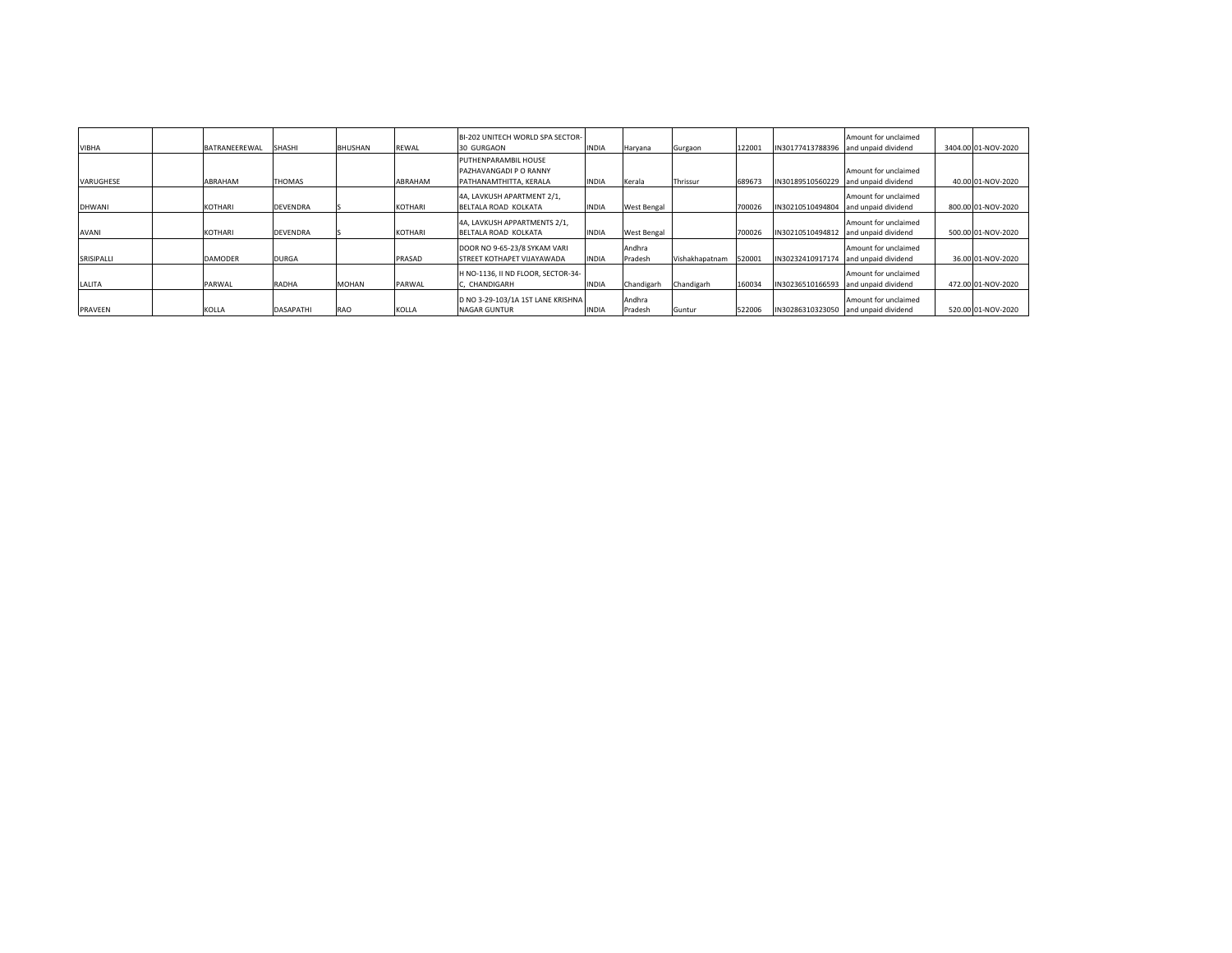| | | | | | | | | | | | | | | |
|---|---|---|---|---|---|---|---|---|---|---|---|---|---|---|
| VIBHA | | BATRANEEREWAL | SHASHI | BHUSHAN | REWAL | BI-202 UNITECH WORLD SPA SECTOR-30 GURGAON | INDIA | Haryana | Gurgaon | 122001 | IN30177413788396 | Amount for unclaimed and unpaid dividend | 3404.00 | 01-NOV-2020 |
| VARUGHESE | | ABRAHAM | THOMAS | | ABRAHAM | PUTHENPARAMBIL HOUSE PAZHAVANGADI P O RANNY PATHANAMTHITTA, KERALA | INDIA | Kerala | Thrissur | 689673 | IN30189510560229 | Amount for unclaimed and unpaid dividend | 40.00 | 01-NOV-2020 |
| DHWANI | | KOTHARI | DEVENDRA | S | KOTHARI | 4A, LAVKUSH APARTMENT 2/1, BELTALA ROAD KOLKATA | INDIA | West Bengal | | 700026 | IN30210510494804 | Amount for unclaimed and unpaid dividend | 800.00 | 01-NOV-2020 |
| AVANI | | KOTHARI | DEVENDRA | S | KOTHARI | 4A, LAVKUSH APPARTMENTS 2/1, BELTALA ROAD KOLKATA | INDIA | West Bengal | | 700026 | IN30210510494812 | Amount for unclaimed and unpaid dividend | 500.00 | 01-NOV-2020 |
| SRISIPALLI | | DAMODER | DURGA | | PRASAD | DOOR NO 9-65-23/8 SYKAM VARI STREET KOTHAPET VIJAYAWADA | INDIA | Andhra Pradesh | Vishakhapatnam | 520001 | IN30232410917174 | Amount for unclaimed and unpaid dividend | 36.00 | 01-NOV-2020 |
| LALITA | | PARWAL | RADHA | MOHAN | PARWAL | H NO-1136, II ND FLOOR, SECTOR-34-C, CHANDIGARH | INDIA | Chandigarh | Chandigarh | 160034 | IN30236510166593 | Amount for unclaimed and unpaid dividend | 472.00 | 01-NOV-2020 |
| PRAVEEN | | KOLLA | DASAPATHI | RAO | KOLLA | D NO 3-29-103/1A 1ST LANE KRISHNA NAGAR GUNTUR | INDIA | Andhra Pradesh | Guntur | 522006 | IN30286310323050 | Amount for unclaimed and unpaid dividend | 520.00 | 01-NOV-2020 |